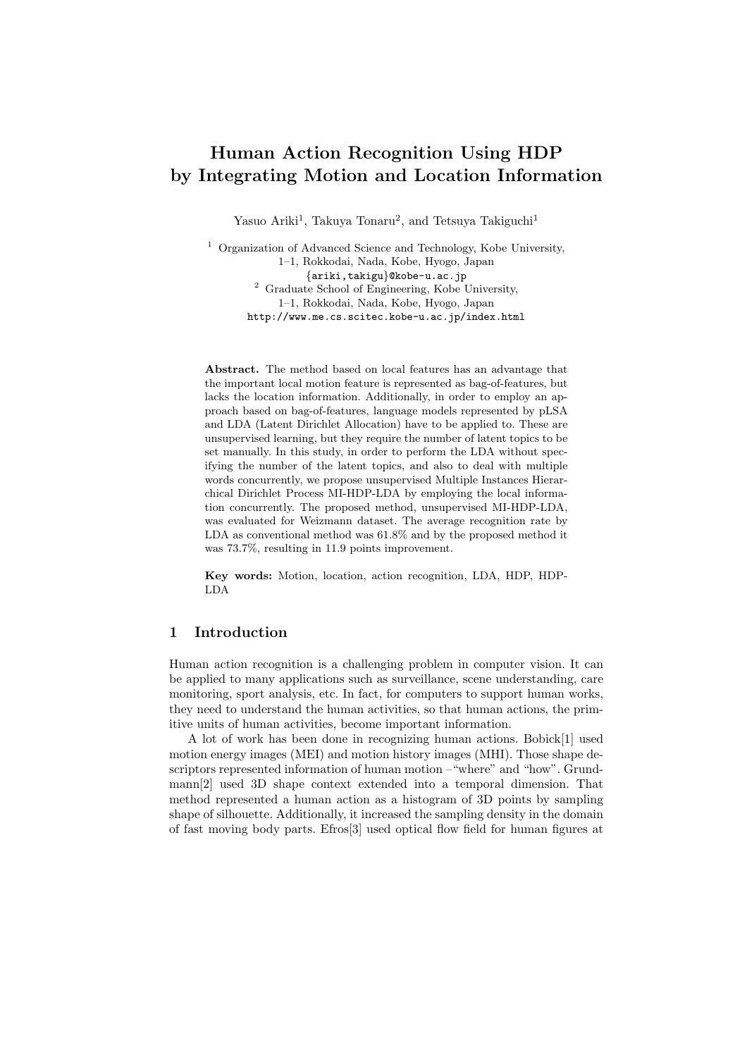# Human Action Recognition Using HDP by Integrating Motion and Location Information

Yasuo Ariki[1], Takuya Tonaru[2], and Tetsuya Takiguchi[1]

[1] Organization of Advanced Science and Technology, Kobe University, 1–1, Rokkodai, Nada, Kobe, Hyogo, Japan
{ariki,takigu}@kobe-u.ac.jp

[2] Graduate School of Engineering, Kobe University, 1–1, Rokkodai, Nada, Kobe, Hyogo, Japan
http://www.me.cs.scitec.kobe-u.ac.jp/index.html

**Abstract.** The method based on local features has an advantage that the important local motion feature is represented as bag-of-features, but lacks the location information. Additionally, in order to employ an approach based on bag-of-features, language models represented by pLSA and LDA (Latent Dirichlet Allocation) have to be applied to. These are unsupervised learning, but they require the number of latent topics to be set manually. In this study, in order to perform the LDA without specifying the number of the latent topics, and also to deal with multiple words concurrently, we propose unsupervised Multiple Instances Hierarchical Dirichlet Process MI-HDP-LDA by employing the local information concurrently. The proposed method, unsupervised MI-HDP-LDA, was evaluated for Weizmann dataset. The average recognition rate by LDA as conventional method was 61.8% and by the proposed method it was 73.7%, resulting in 11.9 points improvement.

**Key words:** Motion, location, action recognition, LDA, HDP, HDP-LDA

## 1 Introduction

Human action recognition is a challenging problem in computer vision. It can be applied to many applications such as surveillance, scene understanding, care monitoring, sport analysis, etc. In fact, for computers to support human works, they need to understand the human activities, so that human actions, the primitive units of human activities, become important information.

A lot of work has been done in recognizing human actions. Bobick[1] used motion energy images (MEI) and motion history images (MHI). Those shape descriptors represented information of human motion – "where" and "how". Grundmann[2] used 3D shape context extended into a temporal dimension. That method represented a human action as a histogram of 3D points by sampling shape of silhouette. Additionally, it increased the sampling density in the domain of fast moving body parts. Efros[3] used optical flow field for human figures at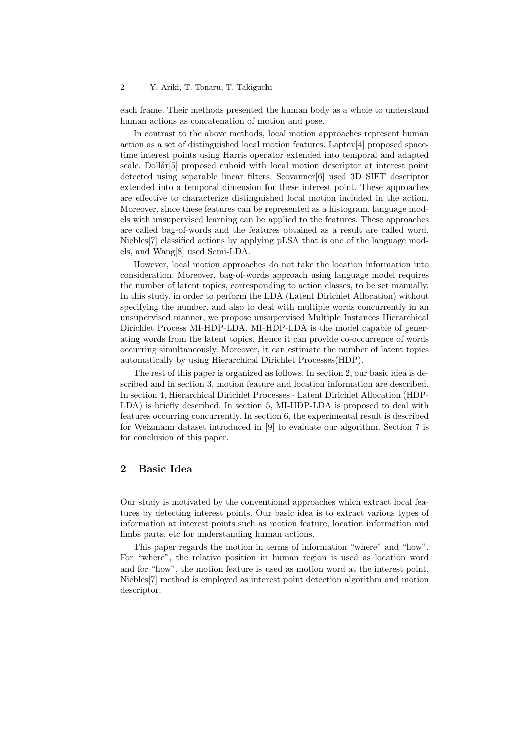each frame. Their methods presented the human body as a whole to understand human actions as concatenation of motion and pose.

In contrast to the above methods, local motion approaches represent human action as a set of distinguished local motion features. Laptev[4] proposed space-time interest points using Harris operator extended into temporal and adapted scale. Dollár[5] proposed cuboid with local motion descriptor at interest point detected using separable linear filters. Scovanner[6] used 3D SIFT descriptor extended into a temporal dimension for these interest point. These approaches are effective to characterize distinguished local motion included in the action. Moreover, since these features can be represented as a histogram, language models with unsupervised learning can be applied to the features. These approaches are called bag-of-words and the features obtained as a result are called word. Niebles[7] classified actions by applying pLSA that is one of the language models, and Wang[8] used Semi-LDA.

However, local motion approaches do not take the location information into consideration. Moreover, bag-of-words approach using language model requires the number of latent topics, corresponding to action classes, to be set manually. In this study, in order to perform the LDA (Latent Dirichlet Allocation) without specifying the number, and also to deal with multiple words concurrently in an unsupervised manner, we propose unsupervised Multiple Instances Hierarchical Dirichlet Process MI-HDP-LDA. MI-HDP-LDA is the model capable of generating words from the latent topics. Hence it can provide co-occurrence of words occurring simultaneously. Moreover, it can estimate the number of latent topics automatically by using Hierarchical Dirichlet Processes(HDP).

The rest of this paper is organized as follows. In section 2, our basic idea is described and in section 3, motion feature and location information are described. In section 4, Hierarchical Dirichlet Processes - Latent Dirichlet Allocation (HDP-LDA) is briefly described. In section 5, MI-HDP-LDA is proposed to deal with features occurring concurrently. In section 6, the experimental result is described for Weizmann dataset introduced in [9] to evaluate our algorithm. Section 7 is for conclusion of this paper.

## 2 Basic Idea

Our study is motivated by the conventional approaches which extract local features by detecting interest points. Our basic idea is to extract various types of information at interest points such as motion feature, location information and limbs parts, etc for understanding human actions.

This paper regards the motion in terms of information "where" and "how". For "where", the relative position in human region is used as location word and for "how", the motion feature is used as motion word at the interest point. Niebles[7] method is employed as interest point detection algorithm and motion descriptor.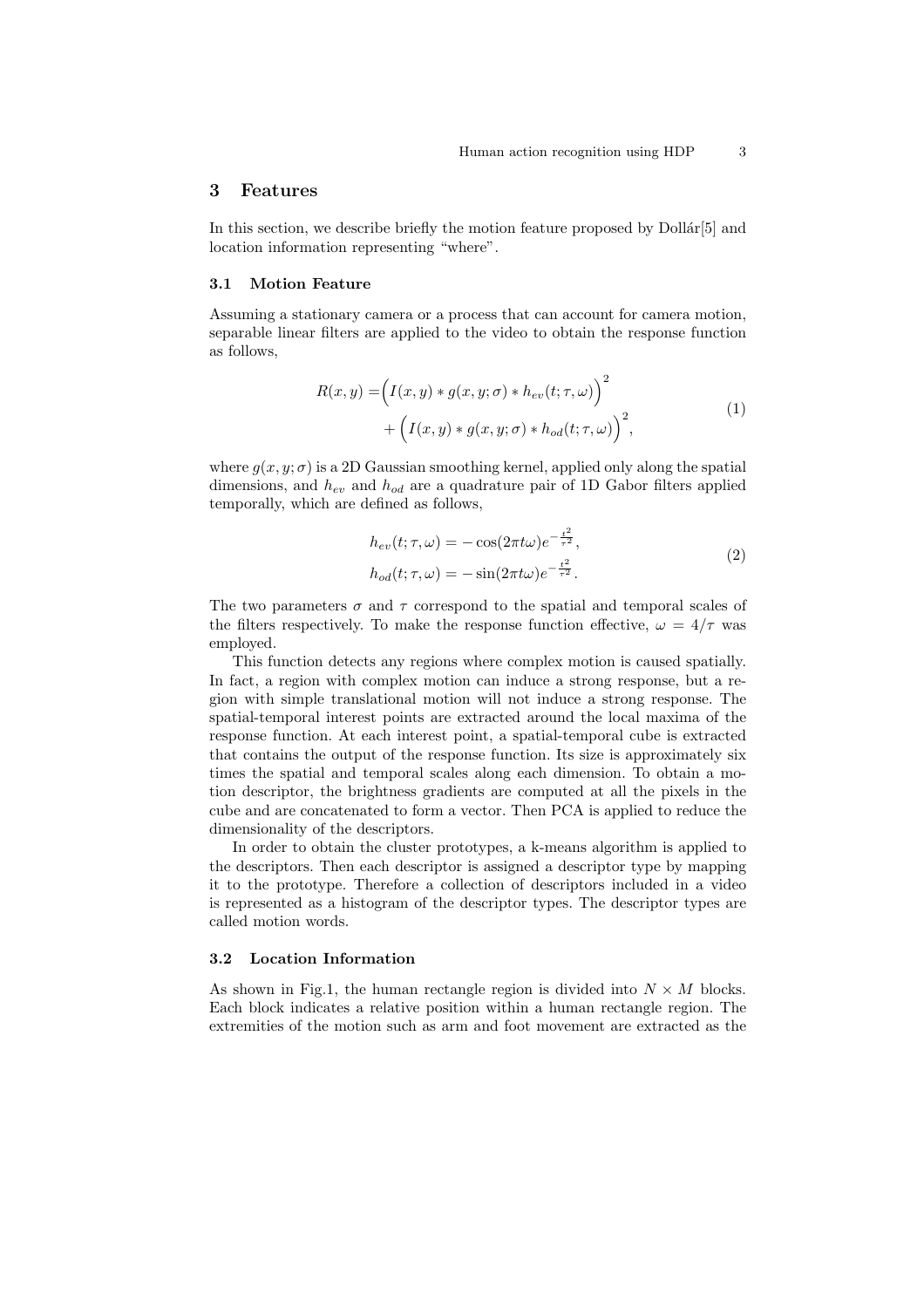## 3 Features

In this section, we describe briefly the motion feature proposed by Dollár[5] and location information representing "where".

### 3.1 Motion Feature

Assuming a stationary camera or a process that can account for camera motion, separable linear filters are applied to the video to obtain the response function as follows,

$$
\begin{aligned}
R(x,y) =& \Big(I(x,y) * g(x,y;\sigma) * h_{ev}(t;\tau,\omega)\Big)^2 \\
&+ \Big(I(x,y) * g(x,y;\sigma) * h_{od}(t;\tau,\omega)\Big)^2,
\end{aligned}
\tag{1}
$$

where $g(x,y;\sigma)$ is a 2D Gaussian smoothing kernel, applied only along the spatial dimensions, and $h_{ev}$ and $h_{od}$ are a quadrature pair of 1D Gabor filters applied temporally, which are defined as follows,

$$
\begin{aligned}
h_{ev}(t;\tau,\omega) &= -\cos(2\pi t\omega)e^{-\frac{t^2}{\tau^2}}, \\
h_{od}(t;\tau,\omega) &= -\sin(2\pi t\omega)e^{-\frac{t^2}{\tau^2}}.
\end{aligned}
\tag{2}
$$

The two parameters $\sigma$ and $\tau$ correspond to the spatial and temporal scales of the filters respectively. To make the response function effective, $\omega = 4/\tau$ was employed.

This function detects any regions where complex motion is caused spatially. In fact, a region with complex motion can induce a strong response, but a region with simple translational motion will not induce a strong response. The spatial-temporal interest points are extracted around the local maxima of the response function. At each interest point, a spatial-temporal cube is extracted that contains the output of the response function. Its size is approximately six times the spatial and temporal scales along each dimension. To obtain a motion descriptor, the brightness gradients are computed at all the pixels in the cube and are concatenated to form a vector. Then PCA is applied to reduce the dimensionality of the descriptors.

In order to obtain the cluster prototypes, a k-means algorithm is applied to the descriptors. Then each descriptor is assigned a descriptor type by mapping it to the prototype. Therefore a collection of descriptors included in a video is represented as a histogram of the descriptor types. The descriptor types are called motion words.

### 3.2 Location Information

As shown in Fig.1, the human rectangle region is divided into $N \times M$ blocks. Each block indicates a relative position within a human rectangle region. The extremities of the motion such as arm and foot movement are extracted as the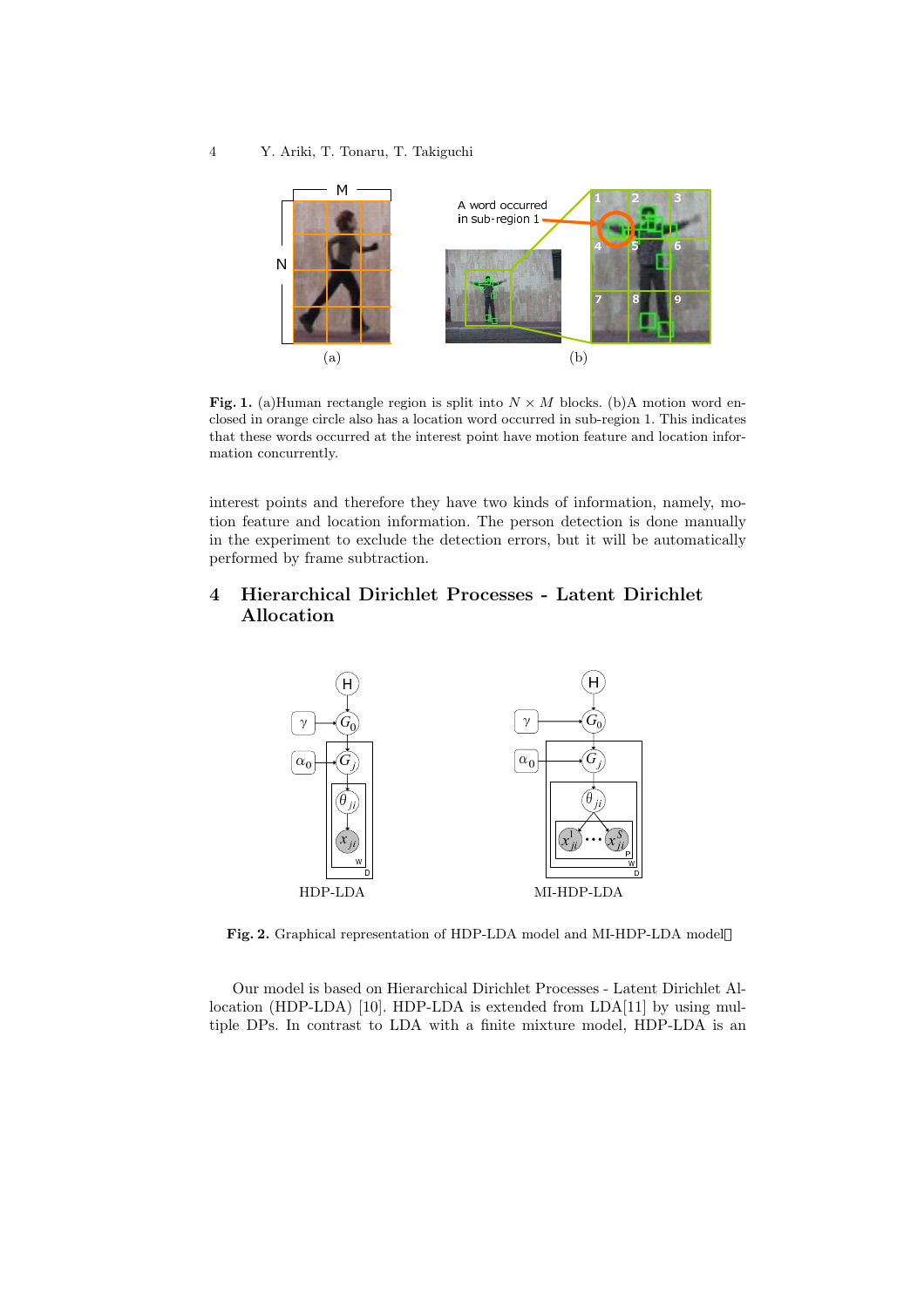Fig. 1. (a)Human rectangle region is split into $N \times M$ blocks. (b)A motion word enclosed in orange circle also has a location word occurred in sub-region 1. This indicates that these words occurred at the interest point have motion feature and location information concurrently.

interest points and therefore they have two kinds of information, namely, motion feature and location information. The person detection is done manually in the experiment to exclude the detection errors, but it will be automatically performed by frame subtraction.

## 4 Hierarchical Dirichlet Processes - Latent Dirichlet Allocation

Fig. 2. Graphical representation of HDP-LDA model and MI-HDP-LDA model

Our model is based on Hierarchical Dirichlet Processes - Latent Dirichlet Allocation (HDP-LDA) [10]. HDP-LDA is extended from LDA[11] by using multiple DPs. In contrast to LDA with a finite mixture model, HDP-LDA is an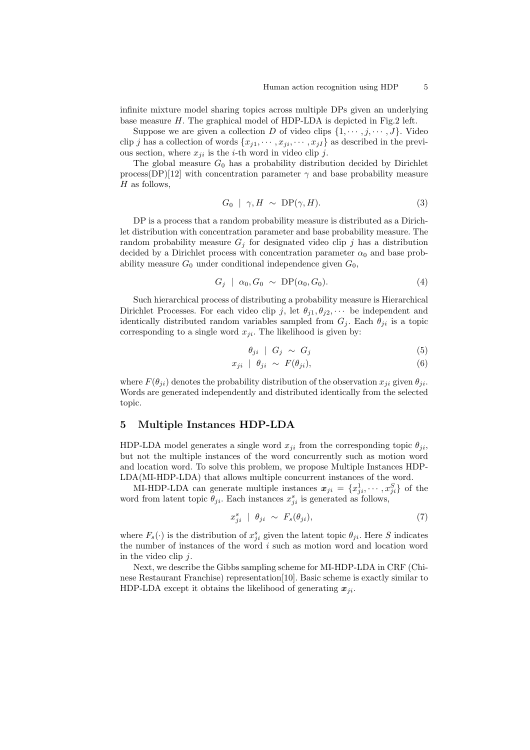infinite mixture model sharing topics across multiple DPs given an underlying base measure $H$. The graphical model of HDP-LDA is depicted in Fig.2 left.

Suppose we are given a collection $D$ of video clips $\{1, \cdots, j, \cdots, J\}$. Video clip $j$ has a collection of words $\{x_{j1}, \cdots, x_{ji}, \cdots, x_{jI}\}$ as described in the previous section, where $x_{ji}$ is the $i$-th word in video clip $j$.

The global measure $G_0$ has a probability distribution decided by Dirichlet process(DP)[12] with concentration parameter $\gamma$ and base probability measure $H$ as follows,

$$G_0 \mid \gamma, H \sim \mathrm{DP}(\gamma, H). \tag{3}$$

DP is a process that a random probability measure is distributed as a Dirichlet distribution with concentration parameter and base probability measure. The random probability measure $G_j$ for designated video clip $j$ has a distribution decided by a Dirichlet process with concentration parameter $\alpha_0$ and base probability measure $G_0$ under conditional independence given $G_0$,

$$G_j \mid \alpha_0, G_0 \sim \mathrm{DP}(\alpha_0, G_0). \tag{4}$$

Such hierarchical process of distributing a probability measure is Hierarchical Dirichlet Processes. For each video clip $j$, let $\theta_{j1}, \theta_{j2}, \cdots$ be independent and identically distributed random variables sampled from $G_j$. Each $\theta_{ji}$ is a topic corresponding to a single word $x_{ji}$. The likelihood is given by:

$$\theta_{ji} \mid G_j \sim G_j \tag{5}$$

$$x_{ji} \mid \theta_{ji} \sim F(\theta_{ji}), \tag{6}$$

where $F(\theta_{ji})$ denotes the probability distribution of the observation $x_{ji}$ given $\theta_{ji}$. Words are generated independently and distributed identically from the selected topic.

## 5 Multiple Instances HDP-LDA

HDP-LDA model generates a single word $x_{ji}$ from the corresponding topic $\theta_{ji}$, but not the multiple instances of the word concurrently such as motion word and location word. To solve this problem, we propose Multiple Instances HDP-LDA(MI-HDP-LDA) that allows multiple concurrent instances of the word.

MI-HDP-LDA can generate multiple instances $\boldsymbol{x}_{ji} = \{x_{ji}^1, \cdots, x_{ji}^S\}$ of the word from latent topic $\theta_{ji}$. Each instances $x_{ji}^s$ is generated as follows,

$$x_{ji}^s \mid \theta_{ji} \sim F_s(\theta_{ji}), \tag{7}$$

where $F_s(\cdot)$ is the distribution of $x_{ji}^s$ given the latent topic $\theta_{ji}$. Here $S$ indicates the number of instances of the word $i$ such as motion word and location word in the video clip $j$.

Next, we describe the Gibbs sampling scheme for MI-HDP-LDA in CRF (Chinese Restaurant Franchise) representation[10]. Basic scheme is exactly similar to HDP-LDA except it obtains the likelihood of generating $\boldsymbol{x}_{ji}$.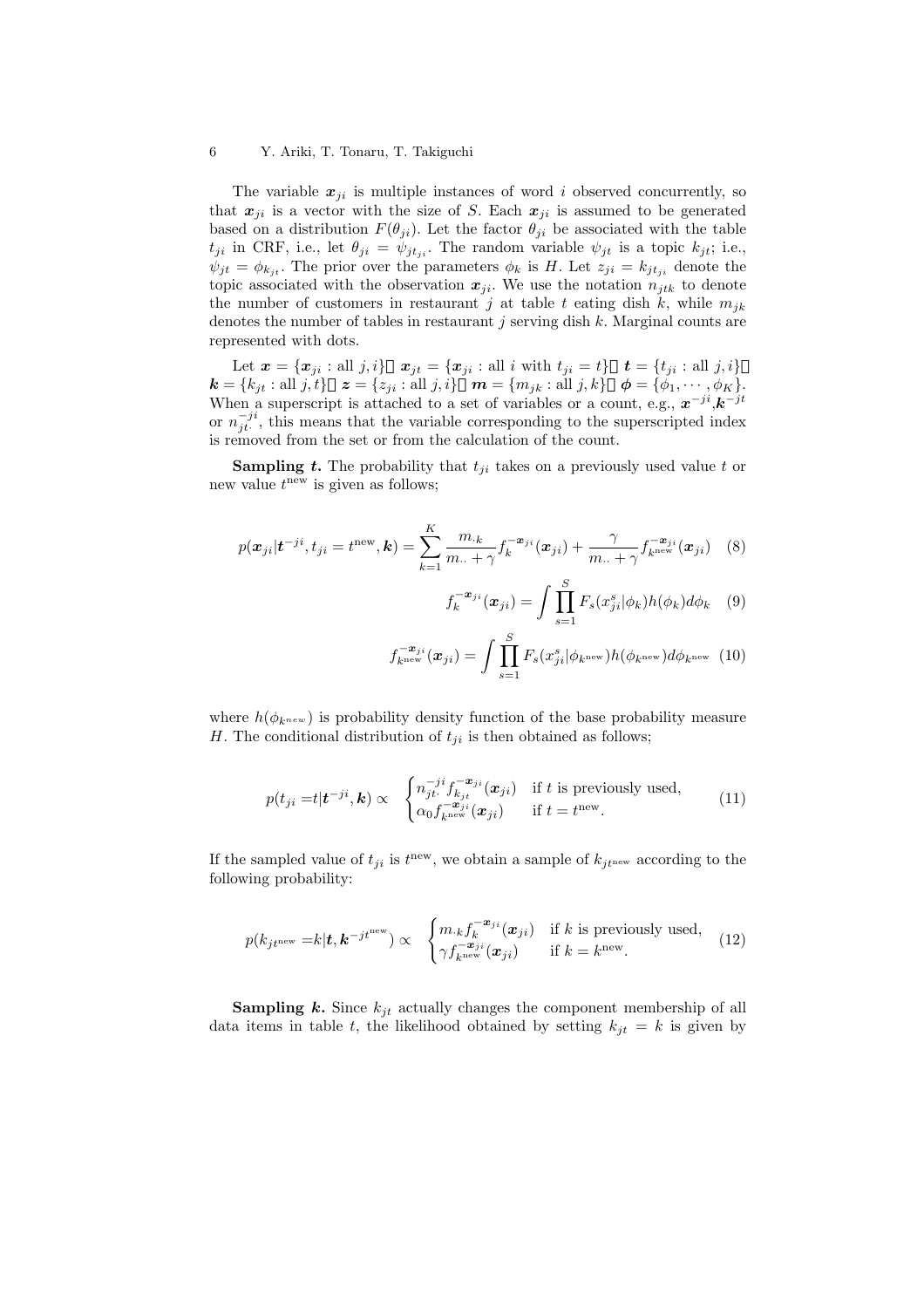The variable $\boldsymbol{x}_{ji}$ is multiple instances of word $i$ observed concurrently, so that $\boldsymbol{x}_{ji}$ is a vector with the size of $S$. Each $\boldsymbol{x}_{ji}$ is assumed to be generated based on a distribution $F(\theta_{ji})$. Let the factor $\theta_{ji}$ be associated with the table $t_{ji}$ in CRF, i.e., let $\theta_{ji} = \psi_{jt_{ji}}$. The random variable $\psi_{jt}$ is a topic $k_{jt}$; i.e., $\psi_{jt} = \phi_{k_{jt}}$. The prior over the parameters $\phi_k$ is $H$. Let $z_{ji} = k_{jt_{ji}}$ denote the topic associated with the observation $\boldsymbol{x}_{ji}$. We use the notation $n_{jtk}$ to denote the number of customers in restaurant $j$ at table $t$ eating dish $k$, while $m_{jk}$ denotes the number of tables in restaurant $j$ serving dish $k$. Marginal counts are represented with dots.

Let $\boldsymbol{x} = \{\boldsymbol{x}_{ji} : \text{all } j, i\}$, $\boldsymbol{x}_{jt} = \{\boldsymbol{x}_{ji} : \text{all } i \text{ with } t_{ji} = t\}$, $\boldsymbol{t} = \{t_{ji} : \text{all } j, i\}$, $\boldsymbol{k} = \{k_{jt} : \text{all } j, t\}$, $\boldsymbol{z} = \{z_{ji} : \text{all } j, i\}$, $\boldsymbol{m} = \{m_{jk} : \text{all } j, k\}$, $\boldsymbol{\phi} = \{\phi_1, \cdots, \phi_K\}$. When a superscript is attached to a set of variables or a count, e.g., $\boldsymbol{x}^{-ji}$, $\boldsymbol{k}^{-jt}$ or $n_{jt\cdot}^{-ji}$, this means that the variable corresponding to the superscripted index is removed from the set or from the calculation of the count.

**Sampling $\boldsymbol{t}$.** The probability that $t_{ji}$ takes on a previously used value $t$ or new value $t^{\text{new}}$ is given as follows;

$$p(\boldsymbol{x}_{ji}|\boldsymbol{t}^{-ji}, t_{ji} = t^{\text{new}}, \boldsymbol{k}) = \sum_{k=1}^{K} \frac{m_{\cdot k}}{m_{\cdot\cdot} + \gamma} f_k^{-\boldsymbol{x}_{ji}}(\boldsymbol{x}_{ji}) + \frac{\gamma}{m_{\cdot\cdot} + \gamma} f_{k^{\text{new}}}^{-\boldsymbol{x}_{ji}}(\boldsymbol{x}_{ji}) \quad (8)$$

$$f_k^{-\boldsymbol{x}_{ji}}(\boldsymbol{x}_{ji}) = \int \prod_{s=1}^{S} F_s(x_{ji}^s|\phi_k) h(\phi_k) d\phi_k \quad (9)$$

$$f_{k^{\text{new}}}^{-\boldsymbol{x}_{ji}}(\boldsymbol{x}_{ji}) = \int \prod_{s=1}^{S} F_s(x_{ji}^s|\phi_{k^{\text{new}}}) h(\phi_{k^{\text{new}}}) d\phi_{k^{\text{new}}} \quad (10)$$

where $h(\phi_{k^{new}})$ is probability density function of the base probability measure $H$. The conditional distribution of $t_{ji}$ is then obtained as follows;

$$p(t_{ji} = t|\boldsymbol{t}^{-ji}, \boldsymbol{k}) \propto \begin{cases} n_{jt\cdot}^{-ji} f_{k_{jt}}^{-\boldsymbol{x}_{ji}}(\boldsymbol{x}_{ji}) & \text{if } t \text{ is previously used,} \\ \alpha_0 f_{k^{\text{new}}}^{-\boldsymbol{x}_{ji}}(\boldsymbol{x}_{ji}) & \text{if } t = t^{\text{new}}. \end{cases} \quad (11)$$

If the sampled value of $t_{ji}$ is $t^{\text{new}}$, we obtain a sample of $k_{jt^{\text{new}}}$ according to the following probability:

$$p(k_{jt^{\text{new}}} = k|\boldsymbol{t}, \boldsymbol{k}^{-jt^{\text{new}}}) \propto \begin{cases} m_{\cdot k} f_k^{-\boldsymbol{x}_{ji}}(\boldsymbol{x}_{ji}) & \text{if } k \text{ is previously used,} \\ \gamma f_{k^{\text{new}}}^{-\boldsymbol{x}_{ji}}(\boldsymbol{x}_{ji}) & \text{if } k = k^{\text{new}}. \end{cases} \quad (12)$$

**Sampling $\boldsymbol{k}$.** Since $k_{jt}$ actually changes the component membership of all data items in table $t$, the likelihood obtained by setting $k_{jt} = k$ is given by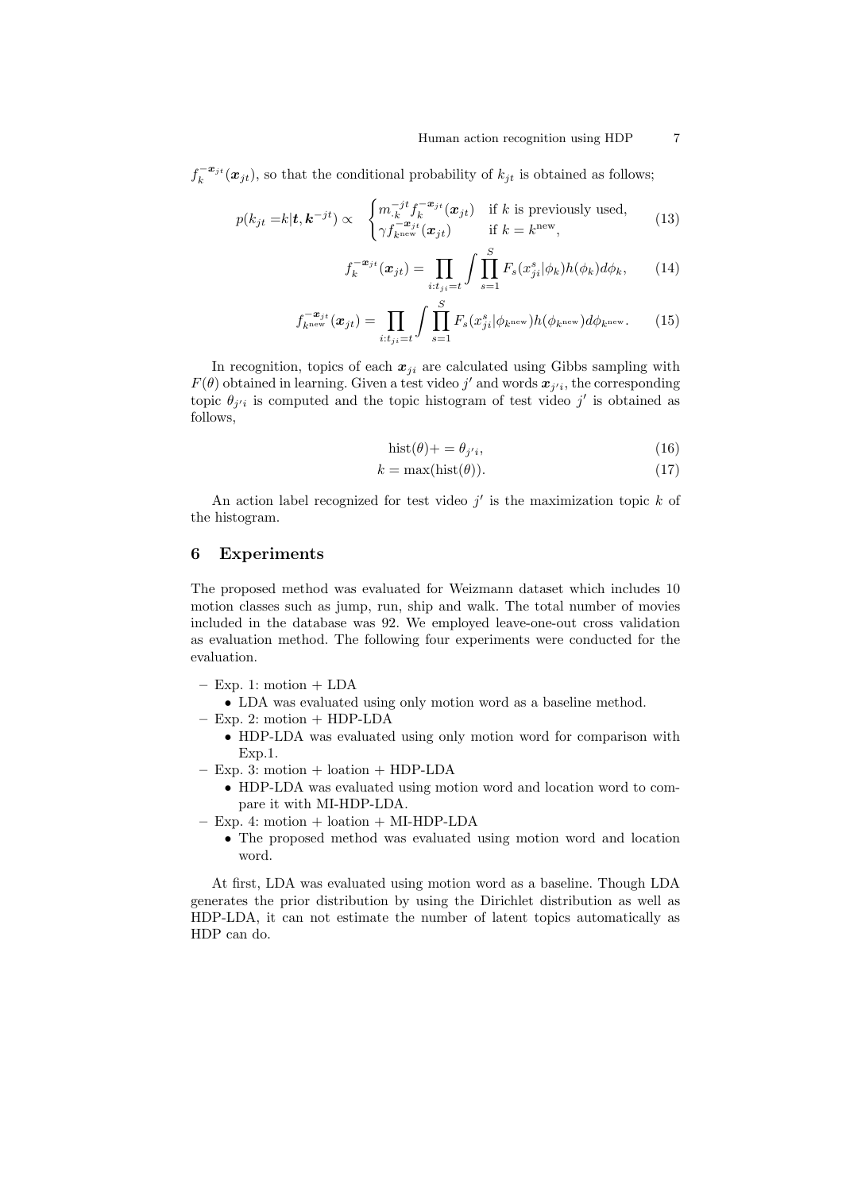$f_k^{-\boldsymbol{x}_{jt}}(\boldsymbol{x}_{jt})$, so that the conditional probability of $k_{jt}$ is obtained as follows;

$$p(k_{jt} = k|\boldsymbol{t}, \boldsymbol{k}^{-jt}) \propto \begin{cases} m_{\cdot k}^{-jt} f_k^{-\boldsymbol{x}_{jt}}(\boldsymbol{x}_{jt}) & \text{if } k \text{ is previously used,} \\ \gamma f_{k^{\text{new}}}^{-\boldsymbol{x}_{jt}}(\boldsymbol{x}_{jt}) & \text{if } k = k^{\text{new}}, \end{cases} \tag{13}$$

$$f_k^{-\boldsymbol{x}_{jt}}(\boldsymbol{x}_{jt}) = \prod_{i:t_{ji}=t} \int \prod_{s=1}^{S} F_s(x_{ji}^s|\phi_k) h(\phi_k) d\phi_k, \tag{14}$$

$$f_{k^{\text{new}}}^{-\boldsymbol{x}_{jt}}(\boldsymbol{x}_{jt}) = \prod_{i:t_{ji}=t} \int \prod_{s=1}^{S} F_s(x_{ji}^s|\phi_{k^{\text{new}}}) h(\phi_{k^{\text{new}}}) d\phi_{k^{\text{new}}}. \tag{15}$$

In recognition, topics of each $\boldsymbol{x}_{ji}$ are calculated using Gibbs sampling with $F(\theta)$ obtained in learning. Given a test video $j'$ and words $\boldsymbol{x}_{j'i}$, the corresponding topic $\theta_{j'i}$ is computed and the topic histogram of test video $j'$ is obtained as follows,

$$\text{hist}(\theta) += \theta_{j'i}, \tag{16}$$

$$k = \max(\text{hist}(\theta)). \tag{17}$$

An action label recognized for test video $j'$ is the maximization topic $k$ of the histogram.

## 6 Experiments

The proposed method was evaluated for Weizmann dataset which includes 10 motion classes such as jump, run, ship and walk. The total number of movies included in the database was 92. We employed leave-one-out cross validation as evaluation method. The following four experiments were conducted for the evaluation.

- Exp. 1: motion + LDA
  - LDA was evaluated using only motion word as a baseline method.
- Exp. 2: motion + HDP-LDA
  - HDP-LDA was evaluated using only motion word for comparison with Exp.1.
- Exp. 3: motion + loation + HDP-LDA
  - HDP-LDA was evaluated using motion word and location word to compare it with MI-HDP-LDA.
- Exp. 4: motion + loation + MI-HDP-LDA
  - The proposed method was evaluated using motion word and location word.

At first, LDA was evaluated using motion word as a baseline. Though LDA generates the prior distribution by using the Dirichlet distribution as well as HDP-LDA, it can not estimate the number of latent topics automatically as HDP can do.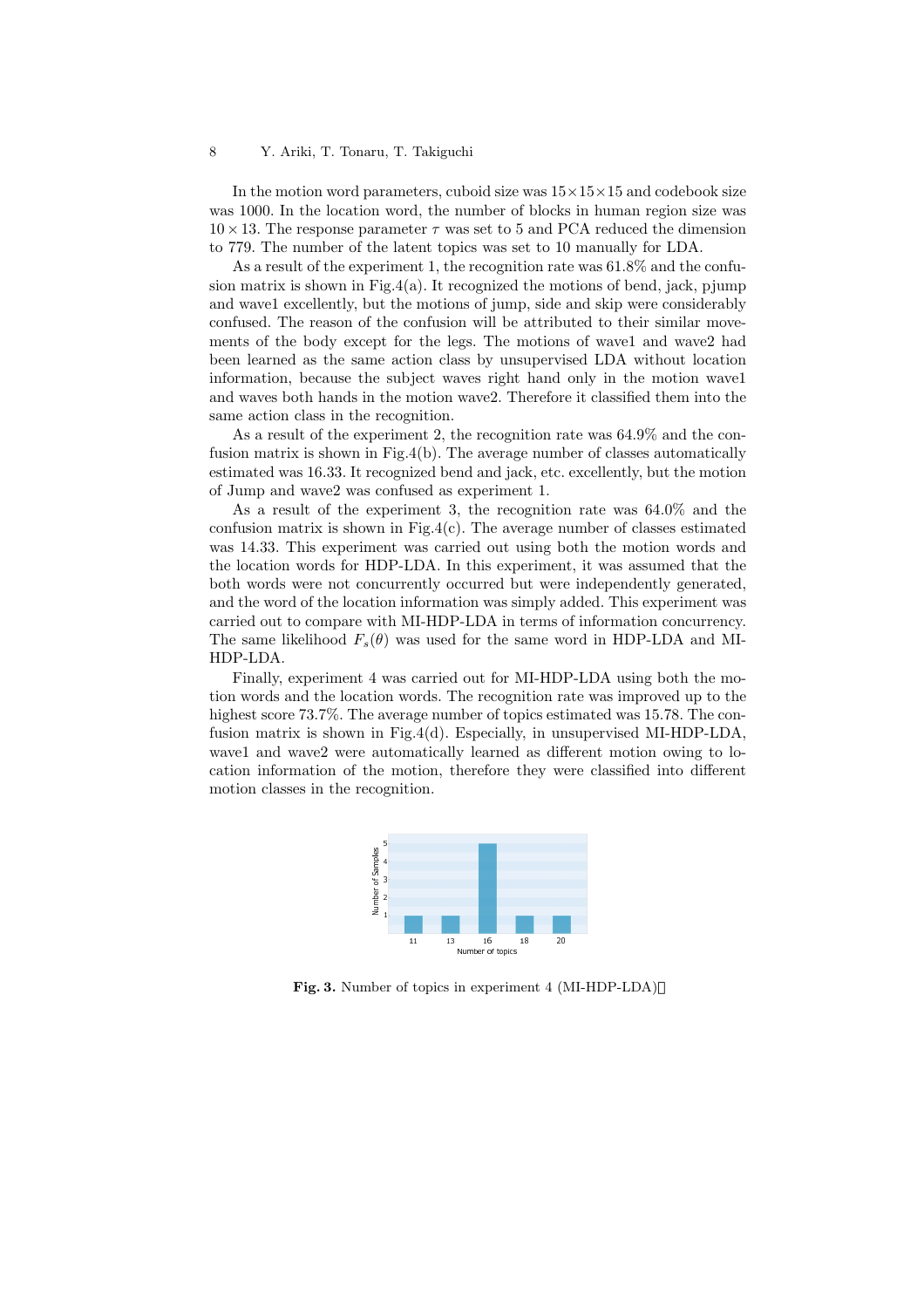In the motion word parameters, cuboid size was $15 \times 15 \times 15$ and codebook size was 1000. In the location word, the number of blocks in human region size was $10 \times 13$. The response parameter $\tau$ was set to 5 and PCA reduced the dimension to 779. The number of the latent topics was set to 10 manually for LDA.

As a result of the experiment 1, the recognition rate was 61.8% and the confusion matrix is shown in Fig.4(a). It recognized the motions of bend, jack, pjump and wave1 excellently, but the motions of jump, side and skip were considerably confused. The reason of the confusion will be attributed to their similar movements of the body except for the legs. The motions of wave1 and wave2 had been learned as the same action class by unsupervised LDA without location information, because the subject waves right hand only in the motion wave1 and waves both hands in the motion wave2. Therefore it classified them into the same action class in the recognition.

As a result of the experiment 2, the recognition rate was 64.9% and the confusion matrix is shown in Fig.4(b). The average number of classes automatically estimated was 16.33. It recognized bend and jack, etc. excellently, but the motion of Jump and wave2 was confused as experiment 1.

As a result of the experiment 3, the recognition rate was 64.0% and the confusion matrix is shown in Fig.4(c). The average number of classes estimated was 14.33. This experiment was carried out using both the motion words and the location words for HDP-LDA. In this experiment, it was assumed that the both words were not concurrently occurred but were independently generated, and the word of the location information was simply added. This experiment was carried out to compare with MI-HDP-LDA in terms of information concurrency. The same likelihood $F_s(\theta)$ was used for the same word in HDP-LDA and MI-HDP-LDA.

Finally, experiment 4 was carried out for MI-HDP-LDA using both the motion words and the location words. The recognition rate was improved up to the highest score 73.7%. The average number of topics estimated was 15.78. The confusion matrix is shown in Fig.4(d). Especially, in unsupervised MI-HDP-LDA, wave1 and wave2 were automatically learned as different motion owing to location information of the motion, therefore they were classified into different motion classes in the recognition.

**Fig. 3.** Number of topics in experiment 4 (MI-HDP-LDA)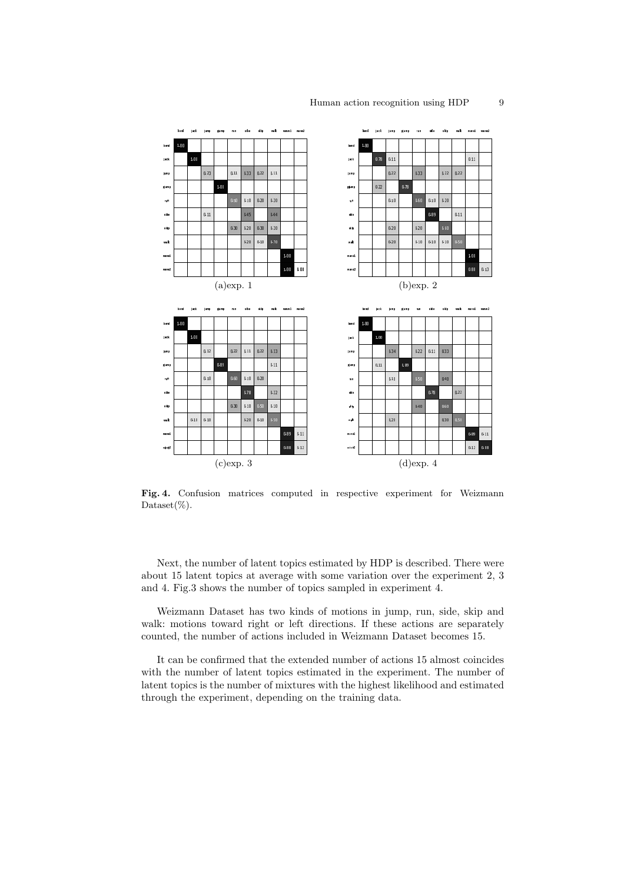| | bend | jack | jump | pjump | run | side | skip | walk | wave1 | wave2 |
|---|---|---|---|---|---|---|---|---|---|---|
| bend | 1.00 | | | | | | | | | |
| jack | | 1.00 | | | | | | | | |
| jump | | | 0.23 | | 0.11 | 0.33 | 0.22 | 0.11 | | |
| pjump | | | | 1.00 | | | | | | |
| run | | | | | 0.50 | 0.10 | 0.20 | 0.20 | | |
| side | | | 0.11 | | | 0.45 | | 0.44 | | |
| skip | | | | | 0.30 | 0.20 | 0.30 | 0.20 | | |
| walk | | | | | | 0.20 | 0.10 | 0.70 | | |
| wave1 | | | | | | | | | 1.00 | |
| wave2 | | | | | | | | | 1.00 | 0.00 |

(a)exp. 1

| | bend | jack | jump | pjump | run | side | skip | walk | wave1 | wave2 |
|---|---|---|---|---|---|---|---|---|---|---|
| bend | 1.00 | | | | | | | | | |
| jack | | 0.78 | 0.11 | | | | | | 0.11 | |
| jump | | | 0.22 | | 0.33 | | 0.22 | 0.22 | | |
| pjump | | 0.22 | | 0.78 | | | | | | |
| run | | | 0.10 | | 0.60 | 0.10 | 0.20 | | | |
| side | | | | | | 0.89 | | 0.11 | | |
| skip | | | 0.20 | | 0.20 | | 0.60 | | | |
| walk | | | 0.20 | | 0.10 | 0.10 | 0.10 | 0.50 | | |
| wave1 | | | | | | | | | 1.00 | |
| wave2 | | | | | | | | | 0.88 | 0.13 |

(b)exp. 2

| | bend | jack | jump | pjump | run | side | skip | walk | wave1 | wave2 |
|---|---|---|---|---|---|---|---|---|---|---|
| bend | 1.00 | | | | | | | | | |
| jack | | 1.00 | | | | | | | | |
| jump | | | 0.12 | | 0.22 | 0.11 | 0.22 | 0.33 | | |
| pjump | | | | 0.89 | | | | 0.11 | | |
| run | | | 0.10 | | 0.60 | 0.10 | 0.20 | | | |
| side | | | | | | 0.78 | | 0.22 | | |
| skip | | | | | 0.30 | 0.10 | 0.50 | 0.10 | | |
| walk | | 0.10 | 0.10 | | | 0.20 | 0.10 | 0.50 | | |
| wave1 | | | | | | | | | 0.89 | 0.11 |
| wave2 | | | | | | | | | 0.88 | 0.12 |

(c)exp. 3

| | bend | jack | jump | pjump | run | side | skip | walk | wave1 | wave2 |
|---|---|---|---|---|---|---|---|---|---|---|
| bend | 1.00 | | | | | | | | | |
| jack | | 1.00 | | | | | | | | |
| jump | | | 0.34 | | 0.22 | 0.11 | 0.33 | | | |
| pjump | | 0.11 | | 0.89 | | | | | | |
| run | | | 0.10 | | 0.50 | | 0.40 | | | |
| side | | | | | | 0.78 | | 0.22 | | |
| skip | | | | | 0.40 | | 0.60 | | | |
| walk | | | 0.20 | | | | 0.30 | 0.50 | | |
| wave1 | | | | | | | | | 0.89 | 0.11 |
| wave2 | | | | | | | | | 0.12 | 0.88 |

(d)exp. 4

**Fig. 4.** Confusion matrices computed in respective experiment for Weizmann Dataset(%).

Next, the number of latent topics estimated by HDP is described. There were about 15 latent topics at average with some variation over the experiment 2, 3 and 4. Fig.3 shows the number of topics sampled in experiment 4.

Weizmann Dataset has two kinds of motions in jump, run, side, skip and walk: motions toward right or left directions. If these actions are separately counted, the number of actions included in Weizmann Dataset becomes 15.

It can be confirmed that the extended number of actions 15 almost coincides with the number of latent topics estimated in the experiment. The number of latent topics is the number of mixtures with the highest likelihood and estimated through the experiment, depending on the training data.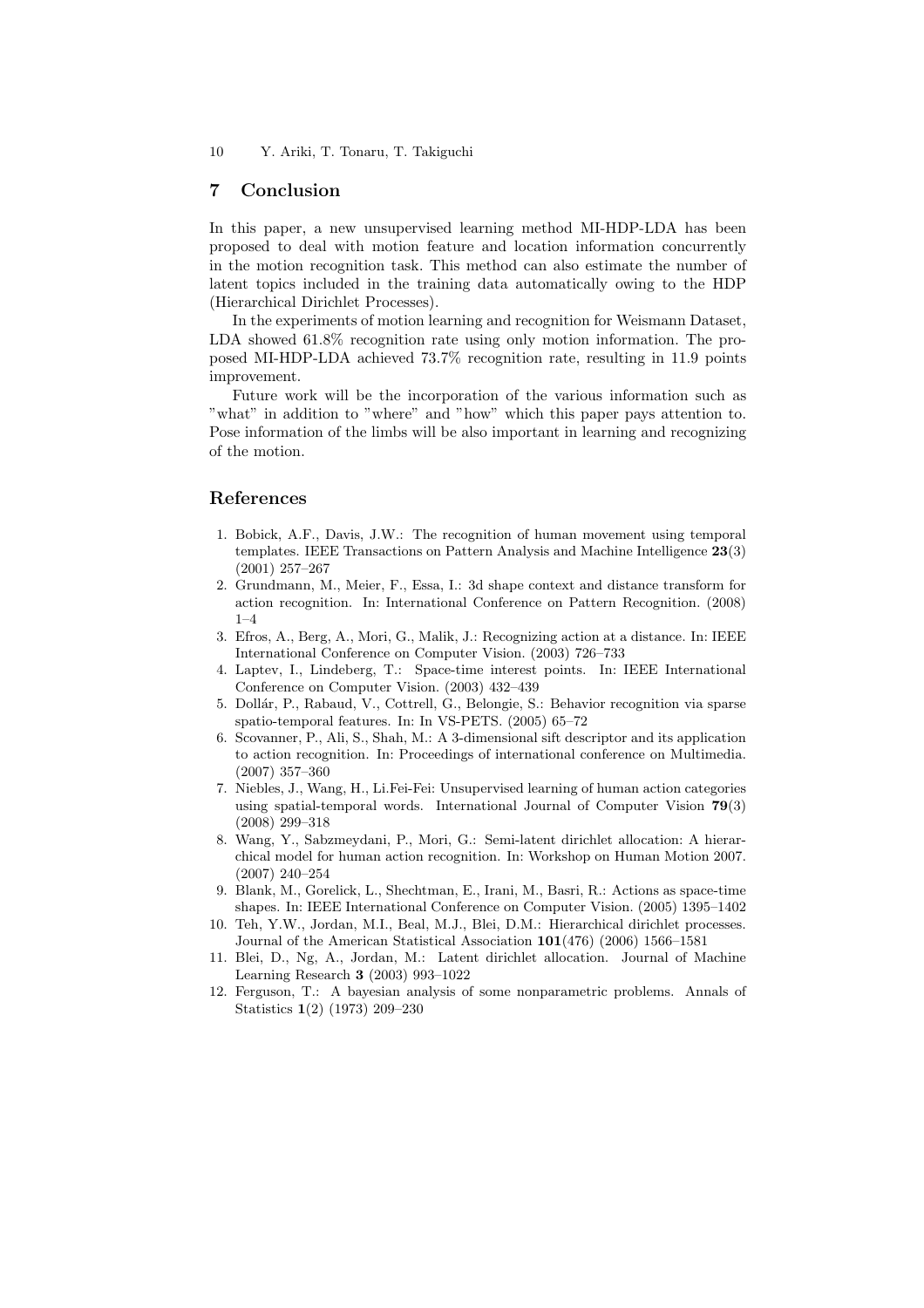## 7 Conclusion

In this paper, a new unsupervised learning method MI-HDP-LDA has been proposed to deal with motion feature and location information concurrently in the motion recognition task. This method can also estimate the number of latent topics included in the training data automatically owing to the HDP (Hierarchical Dirichlet Processes).

In the experiments of motion learning and recognition for Weismann Dataset, LDA showed 61.8% recognition rate using only motion information. The proposed MI-HDP-LDA achieved 73.7% recognition rate, resulting in 11.9 points improvement.

Future work will be the incorporation of the various information such as "what" in addition to "where" and "how" which this paper pays attention to. Pose information of the limbs will be also important in learning and recognizing of the motion.

## References

1. Bobick, A.F., Davis, J.W.: The recognition of human movement using temporal templates. IEEE Transactions on Pattern Analysis and Machine Intelligence **23**(3) (2001) 257–267
2. Grundmann, M., Meier, F., Essa, I.: 3d shape context and distance transform for action recognition. In: International Conference on Pattern Recognition. (2008) 1–4
3. Efros, A., Berg, A., Mori, G., Malik, J.: Recognizing action at a distance. In: IEEE International Conference on Computer Vision. (2003) 726–733
4. Laptev, I., Lindeberg, T.: Space-time interest points. In: IEEE International Conference on Computer Vision. (2003) 432–439
5. Dollár, P., Rabaud, V., Cottrell, G., Belongie, S.: Behavior recognition via sparse spatio-temporal features. In: In VS-PETS. (2005) 65–72
6. Scovanner, P., Ali, S., Shah, M.: A 3-dimensional sift descriptor and its application to action recognition. In: Proceedings of international conference on Multimedia. (2007) 357–360
7. Niebles, J., Wang, H., Li.Fei-Fei: Unsupervised learning of human action categories using spatial-temporal words. International Journal of Computer Vision **79**(3) (2008) 299–318
8. Wang, Y., Sabzmeydani, P., Mori, G.: Semi-latent dirichlet allocation: A hierarchical model for human action recognition. In: Workshop on Human Motion 2007. (2007) 240–254
9. Blank, M., Gorelick, L., Shechtman, E., Irani, M., Basri, R.: Actions as space-time shapes. In: IEEE International Conference on Computer Vision. (2005) 1395–1402
10. Teh, Y.W., Jordan, M.I., Beal, M.J., Blei, D.M.: Hierarchical dirichlet processes. Journal of the American Statistical Association **101**(476) (2006) 1566–1581
11. Blei, D., Ng, A., Jordan, M.: Latent dirichlet allocation. Journal of Machine Learning Research **3** (2003) 993–1022
12. Ferguson, T.: A bayesian analysis of some nonparametric problems. Annals of Statistics **1**(2) (1973) 209–230